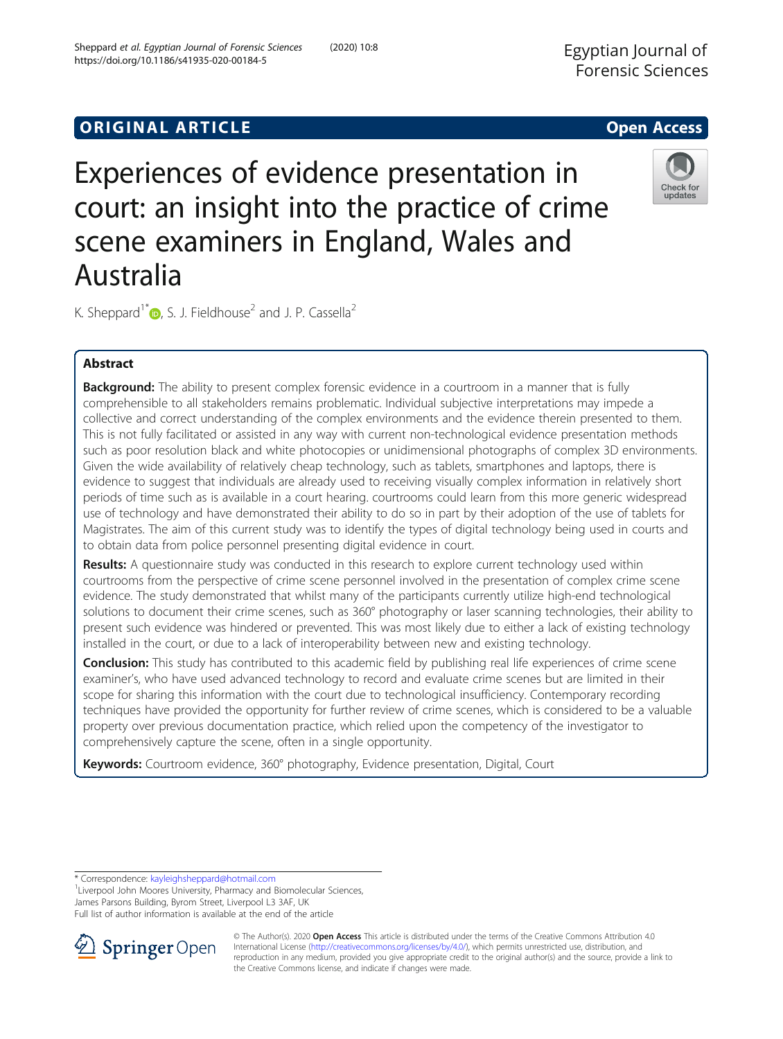ORIGINAL ARTICLE

Open Access

# Experiences of evidence presentation in court: an insight into the practice of crime scene examiners in England, Wales and Australia

K. Sheppard[1*], S. J. Fieldhouse[2] and J. P. Cassella[2]

## Abstract

**Background:** The ability to present complex forensic evidence in a courtroom in a manner that is fully comprehensible to all stakeholders remains problematic. Individual subjective interpretations may impede a collective and correct understanding of the complex environments and the evidence therein presented to them. This is not fully facilitated or assisted in any way with current non-technological evidence presentation methods such as poor resolution black and white photocopies or unidimensional photographs of complex 3D environments. Given the wide availability of relatively cheap technology, such as tablets, smartphones and laptops, there is evidence to suggest that individuals are already used to receiving visually complex information in relatively short periods of time such as is available in a court hearing. courtrooms could learn from this more generic widespread use of technology and have demonstrated their ability to do so in part by their adoption of the use of tablets for Magistrates. The aim of this current study was to identify the types of digital technology being used in courts and to obtain data from police personnel presenting digital evidence in court.

**Results:** A questionnaire study was conducted in this research to explore current technology used within courtrooms from the perspective of crime scene personnel involved in the presentation of complex crime scene evidence. The study demonstrated that whilst many of the participants currently utilize high-end technological solutions to document their crime scenes, such as 360° photography or laser scanning technologies, their ability to present such evidence was hindered or prevented. This was most likely due to either a lack of existing technology installed in the court, or due to a lack of interoperability between new and existing technology.

**Conclusion:** This study has contributed to this academic field by publishing real life experiences of crime scene examiner's, who have used advanced technology to record and evaluate crime scenes but are limited in their scope for sharing this information with the court due to technological insufficiency. Contemporary recording techniques have provided the opportunity for further review of crime scenes, which is considered to be a valuable property over previous documentation practice, which relied upon the competency of the investigator to comprehensively capture the scene, often in a single opportunity.

**Keywords:** Courtroom evidence, 360° photography, Evidence presentation, Digital, Court

---

* Correspondence: kayleighsheppard@hotmail.com

[1]Liverpool John Moores University, Pharmacy and Biomolecular Sciences, James Parsons Building, Byrom Street, Liverpool L3 3AF, UK

Full list of author information is available at the end of the article

© The Author(s). 2020 **Open Access** This article is distributed under the terms of the Creative Commons Attribution 4.0 International License (http://creativecommons.org/licenses/by/4.0/), which permits unrestricted use, distribution, and reproduction in any medium, provided you give appropriate credit to the original author(s) and the source, provide a link to the Creative Commons license, and indicate if changes were made.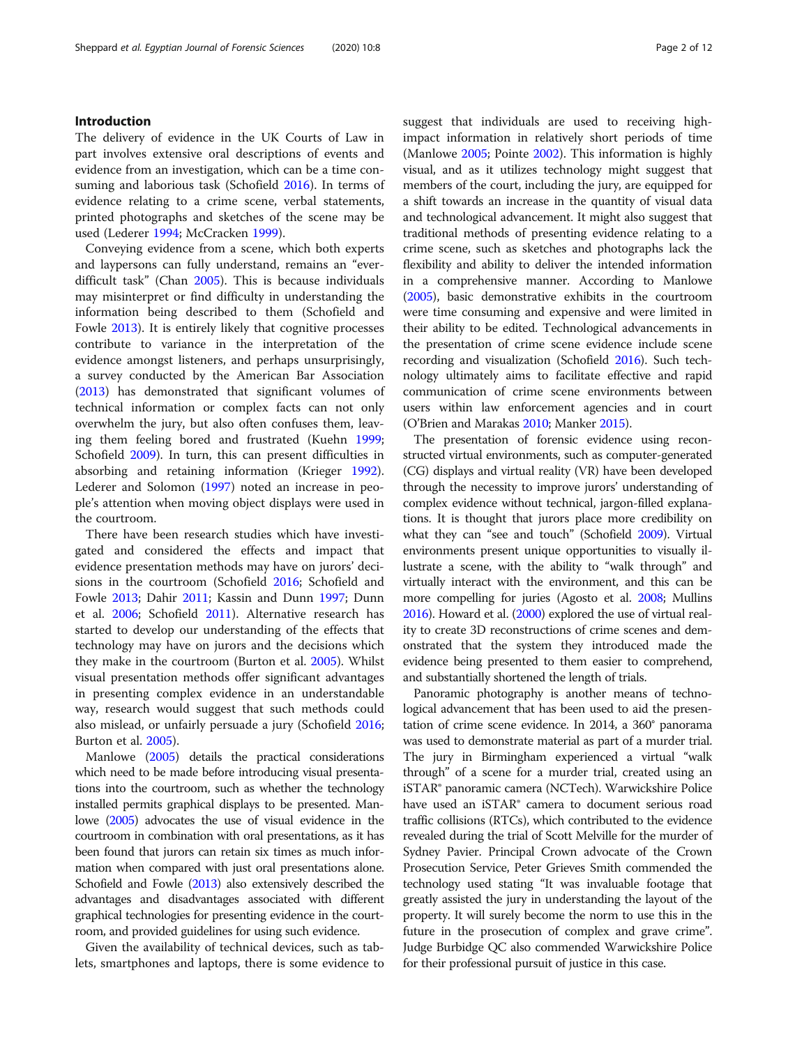## Introduction

The delivery of evidence in the UK Courts of Law in part involves extensive oral descriptions of events and evidence from an investigation, which can be a time consuming and laborious task (Schofield 2016). In terms of evidence relating to a crime scene, verbal statements, printed photographs and sketches of the scene may be used (Lederer 1994; McCracken 1999).

Conveying evidence from a scene, which both experts and laypersons can fully understand, remains an "ever-difficult task" (Chan 2005). This is because individuals may misinterpret or find difficulty in understanding the information being described to them (Schofield and Fowle 2013). It is entirely likely that cognitive processes contribute to variance in the interpretation of the evidence amongst listeners, and perhaps unsurprisingly, a survey conducted by the American Bar Association (2013) has demonstrated that significant volumes of technical information or complex facts can not only overwhelm the jury, but also often confuses them, leaving them feeling bored and frustrated (Kuehn 1999; Schofield 2009). In turn, this can present difficulties in absorbing and retaining information (Krieger 1992). Lederer and Solomon (1997) noted an increase in people's attention when moving object displays were used in the courtroom.

There have been research studies which have investigated and considered the effects and impact that evidence presentation methods may have on jurors' decisions in the courtroom (Schofield 2016; Schofield and Fowle 2013; Dahir 2011; Kassin and Dunn 1997; Dunn et al. 2006; Schofield 2011). Alternative research has started to develop our understanding of the effects that technology may have on jurors and the decisions which they make in the courtroom (Burton et al. 2005). Whilst visual presentation methods offer significant advantages in presenting complex evidence in an understandable way, research would suggest that such methods could also mislead, or unfairly persuade a jury (Schofield 2016; Burton et al. 2005).

Manlowe (2005) details the practical considerations which need to be made before introducing visual presentations into the courtroom, such as whether the technology installed permits graphical displays to be presented. Manlowe (2005) advocates the use of visual evidence in the courtroom in combination with oral presentations, as it has been found that jurors can retain six times as much information when compared with just oral presentations alone. Schofield and Fowle (2013) also extensively described the advantages and disadvantages associated with different graphical technologies for presenting evidence in the courtroom, and provided guidelines for using such evidence.

Given the availability of technical devices, such as tablets, smartphones and laptops, there is some evidence to suggest that individuals are used to receiving high-impact information in relatively short periods of time (Manlowe 2005; Pointe 2002). This information is highly visual, and as it utilizes technology might suggest that members of the court, including the jury, are equipped for a shift towards an increase in the quantity of visual data and technological advancement. It might also suggest that traditional methods of presenting evidence relating to a crime scene, such as sketches and photographs lack the flexibility and ability to deliver the intended information in a comprehensive manner. According to Manlowe (2005), basic demonstrative exhibits in the courtroom were time consuming and expensive and were limited in their ability to be edited. Technological advancements in the presentation of crime scene evidence include scene recording and visualization (Schofield 2016). Such technology ultimately aims to facilitate effective and rapid communication of crime scene environments between users within law enforcement agencies and in court (O'Brien and Marakas 2010; Manker 2015).

The presentation of forensic evidence using reconstructed virtual environments, such as computer-generated (CG) displays and virtual reality (VR) have been developed through the necessity to improve jurors' understanding of complex evidence without technical, jargon-filled explanations. It is thought that jurors place more credibility on what they can "see and touch" (Schofield 2009). Virtual environments present unique opportunities to visually illustrate a scene, with the ability to "walk through" and virtually interact with the environment, and this can be more compelling for juries (Agosto et al. 2008; Mullins 2016). Howard et al. (2000) explored the use of virtual reality to create 3D reconstructions of crime scenes and demonstrated that the system they introduced made the evidence being presented to them easier to comprehend, and substantially shortened the length of trials.

Panoramic photography is another means of technological advancement that has been used to aid the presentation of crime scene evidence. In 2014, a 360° panorama was used to demonstrate material as part of a murder trial. The jury in Birmingham experienced a virtual "walk through" of a scene for a murder trial, created using an iSTAR® panoramic camera (NCTech). Warwickshire Police have used an iSTAR® camera to document serious road traffic collisions (RTCs), which contributed to the evidence revealed during the trial of Scott Melville for the murder of Sydney Pavier. Principal Crown advocate of the Crown Prosecution Service, Peter Grieves Smith commended the technology used stating "It was invaluable footage that greatly assisted the jury in understanding the layout of the property. It will surely become the norm to use this in the future in the prosecution of complex and grave crime". Judge Burbidge QC also commended Warwickshire Police for their professional pursuit of justice in this case.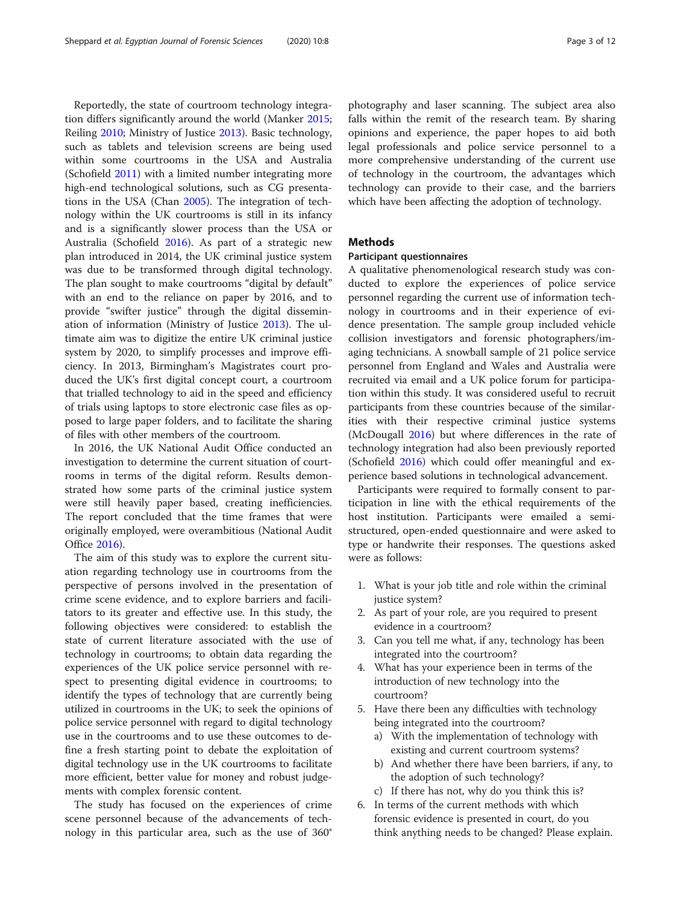Reportedly, the state of courtroom technology integration differs significantly around the world (Manker 2015; Reiling 2010; Ministry of Justice 2013). Basic technology, such as tablets and television screens are being used within some courtrooms in the USA and Australia (Schofield 2011) with a limited number integrating more high-end technological solutions, such as CG presentations in the USA (Chan 2005). The integration of technology within the UK courtrooms is still in its infancy and is a significantly slower process than the USA or Australia (Schofield 2016). As part of a strategic new plan introduced in 2014, the UK criminal justice system was due to be transformed through digital technology. The plan sought to make courtrooms "digital by default" with an end to the reliance on paper by 2016, and to provide "swifter justice" through the digital dissemination of information (Ministry of Justice 2013). The ultimate aim was to digitize the entire UK criminal justice system by 2020, to simplify processes and improve efficiency. In 2013, Birmingham's Magistrates court produced the UK's first digital concept court, a courtroom that trialled technology to aid in the speed and efficiency of trials using laptops to store electronic case files as opposed to large paper folders, and to facilitate the sharing of files with other members of the courtroom.

In 2016, the UK National Audit Office conducted an investigation to determine the current situation of courtrooms in terms of the digital reform. Results demonstrated how some parts of the criminal justice system were still heavily paper based, creating inefficiencies. The report concluded that the time frames that were originally employed, were overambitious (National Audit Office 2016).

The aim of this study was to explore the current situation regarding technology use in courtrooms from the perspective of persons involved in the presentation of crime scene evidence, and to explore barriers and facilitators to its greater and effective use. In this study, the following objectives were considered: to establish the state of current literature associated with the use of technology in courtrooms; to obtain data regarding the experiences of the UK police service personnel with respect to presenting digital evidence in courtrooms; to identify the types of technology that are currently being utilized in courtrooms in the UK; to seek the opinions of police service personnel with regard to digital technology use in the courtrooms and to use these outcomes to define a fresh starting point to debate the exploitation of digital technology use in the UK courtrooms to facilitate more efficient, better value for money and robust judgements with complex forensic content.

The study has focused on the experiences of crime scene personnel because of the advancements of technology in this particular area, such as the use of 360° photography and laser scanning. The subject area also falls within the remit of the research team. By sharing opinions and experience, the paper hopes to aid both legal professionals and police service personnel to a more comprehensive understanding of the current use of technology in the courtroom, the advantages which technology can provide to their case, and the barriers which have been affecting the adoption of technology.

## Methods

### Participant questionnaires

A qualitative phenomenological research study was conducted to explore the experiences of police service personnel regarding the current use of information technology in courtrooms and in their experience of evidence presentation. The sample group included vehicle collision investigators and forensic photographers/imaging technicians. A snowball sample of 21 police service personnel from England and Wales and Australia were recruited via email and a UK police forum for participation within this study. It was considered useful to recruit participants from these countries because of the similarities with their respective criminal justice systems (McDougall 2016) but where differences in the rate of technology integration had also been previously reported (Schofield 2016) which could offer meaningful and experience based solutions in technological advancement.

Participants were required to formally consent to participation in line with the ethical requirements of the host institution. Participants were emailed a semi-structured, open-ended questionnaire and were asked to type or handwrite their responses. The questions asked were as follows:

1. What is your job title and role within the criminal justice system?
2. As part of your role, are you required to present evidence in a courtroom?
3. Can you tell me what, if any, technology has been integrated into the courtroom?
4. What has your experience been in terms of the introduction of new technology into the courtroom?
5. Have there been any difficulties with technology being integrated into the courtroom?
   a) With the implementation of technology with existing and current courtroom systems?
   b) And whether there have been barriers, if any, to the adoption of such technology?
   c) If there has not, why do you think this is?
6. In terms of the current methods with which forensic evidence is presented in court, do you think anything needs to be changed? Please explain.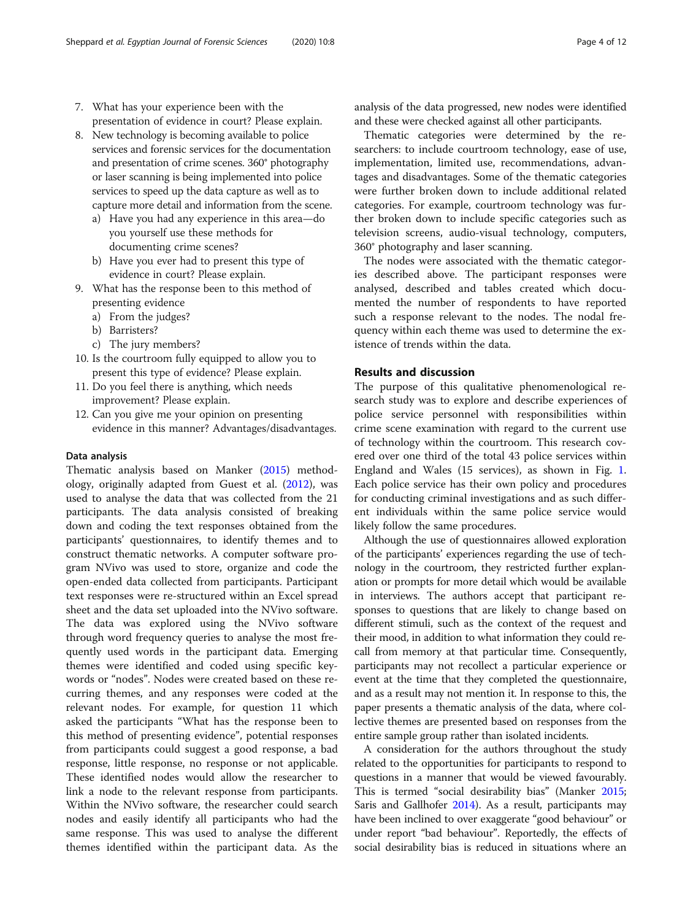7. What has your experience been with the presentation of evidence in court? Please explain.
8. New technology is becoming available to police services and forensic services for the documentation and presentation of crime scenes. 360° photography or laser scanning is being implemented into police services to speed up the data capture as well as to capture more detail and information from the scene.
   a) Have you had any experience in this area—do you yourself use these methods for documenting crime scenes?
   b) Have you ever had to present this type of evidence in court? Please explain.
9. What has the response been to this method of presenting evidence
   a) From the judges?
   b) Barristers?
   c) The jury members?
10. Is the courtroom fully equipped to allow you to present this type of evidence? Please explain.
11. Do you feel there is anything, which needs improvement? Please explain.
12. Can you give me your opinion on presenting evidence in this manner? Advantages/disadvantages.

### Data analysis

Thematic analysis based on Manker (2015) methodology, originally adapted from Guest et al. (2012), was used to analyse the data that was collected from the 21 participants. The data analysis consisted of breaking down and coding the text responses obtained from the participants' questionnaires, to identify themes and to construct thematic networks. A computer software program NVivo was used to store, organize and code the open-ended data collected from participants. Participant text responses were re-structured within an Excel spread sheet and the data set uploaded into the NVivo software. The data was explored using the NVivo software through word frequency queries to analyse the most frequently used words in the participant data. Emerging themes were identified and coded using specific keywords or "nodes". Nodes were created based on these recurring themes, and any responses were coded at the relevant nodes. For example, for question 11 which asked the participants "What has the response been to this method of presenting evidence", potential responses from participants could suggest a good response, a bad response, little response, no response or not applicable. These identified nodes would allow the researcher to link a node to the relevant response from participants. Within the NVivo software, the researcher could search nodes and easily identify all participants who had the same response. This was used to analyse the different themes identified within the participant data. As the analysis of the data progressed, new nodes were identified and these were checked against all other participants.

Thematic categories were determined by the researchers: to include courtroom technology, ease of use, implementation, limited use, recommendations, advantages and disadvantages. Some of the thematic categories were further broken down to include additional related categories. For example, courtroom technology was further broken down to include specific categories such as television screens, audio-visual technology, computers, 360° photography and laser scanning.

The nodes were associated with the thematic categories described above. The participant responses were analysed, described and tables created which documented the number of respondents to have reported such a response relevant to the nodes. The nodal frequency within each theme was used to determine the existence of trends within the data.

## Results and discussion

The purpose of this qualitative phenomenological research study was to explore and describe experiences of police service personnel with responsibilities within crime scene examination with regard to the current use of technology within the courtroom. This research covered over one third of the total 43 police services within England and Wales (15 services), as shown in Fig. 1. Each police service has their own policy and procedures for conducting criminal investigations and as such different individuals within the same police service would likely follow the same procedures.

Although the use of questionnaires allowed exploration of the participants' experiences regarding the use of technology in the courtroom, they restricted further explanation or prompts for more detail which would be available in interviews. The authors accept that participant responses to questions that are likely to change based on different stimuli, such as the context of the request and their mood, in addition to what information they could recall from memory at that particular time. Consequently, participants may not recollect a particular experience or event at the time that they completed the questionnaire, and as a result may not mention it. In response to this, the paper presents a thematic analysis of the data, where collective themes are presented based on responses from the entire sample group rather than isolated incidents.

A consideration for the authors throughout the study related to the opportunities for participants to respond to questions in a manner that would be viewed favourably. This is termed "social desirability bias" (Manker 2015; Saris and Gallhofer 2014). As a result, participants may have been inclined to over exaggerate "good behaviour" or under report "bad behaviour". Reportedly, the effects of social desirability bias is reduced in situations where an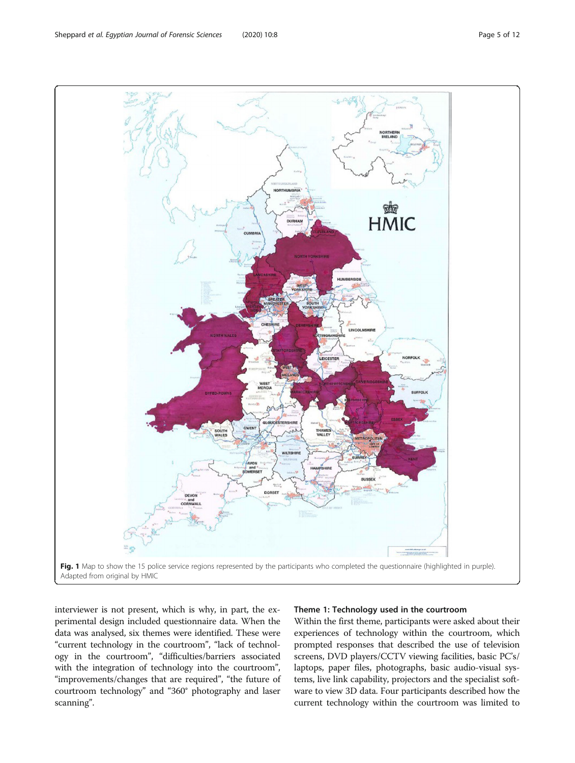Fig. 1 Map to show the 15 police service regions represented by the participants who completed the questionnaire (highlighted in purple). Adapted from original by HMIC

interviewer is not present, which is why, in part, the experimental design included questionnaire data. When the data was analysed, six themes were identified. These were "current technology in the courtroom", "lack of technology in the courtroom", "difficulties/barriers associated with the integration of technology into the courtroom", "improvements/changes that are required", "the future of courtroom technology" and "360° photography and laser scanning".

### Theme 1: Technology used in the courtroom

Within the first theme, participants were asked about their experiences of technology within the courtroom, which prompted responses that described the use of television screens, DVD players/CCTV viewing facilities, basic PC's/laptops, paper files, photographs, basic audio-visual systems, live link capability, projectors and the specialist software to view 3D data. Four participants described how the current technology within the courtroom was limited to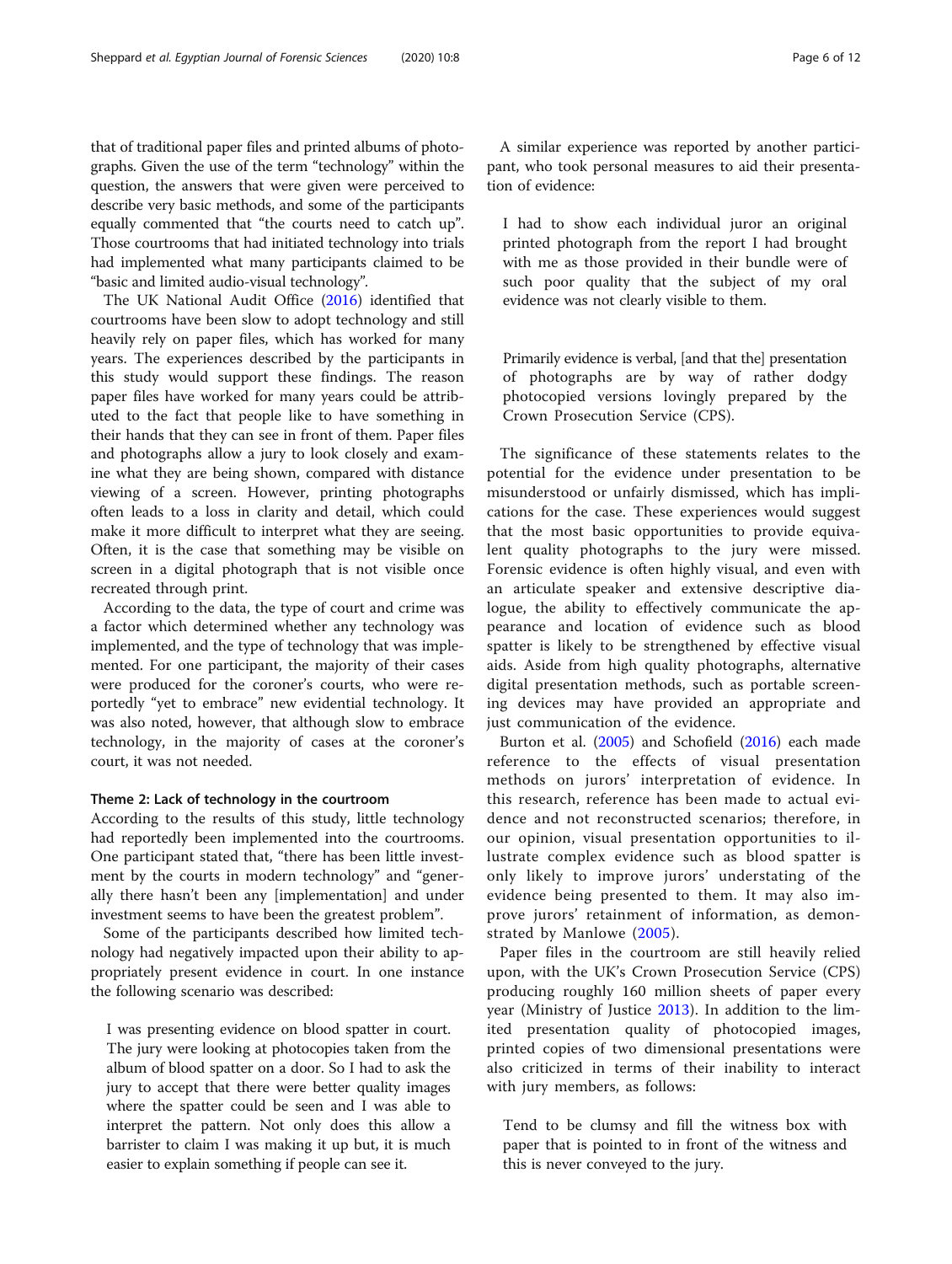that of traditional paper files and printed albums of photographs. Given the use of the term "technology" within the question, the answers that were given were perceived to describe very basic methods, and some of the participants equally commented that "the courts need to catch up". Those courtrooms that had initiated technology into trials had implemented what many participants claimed to be "basic and limited audio-visual technology".

The UK National Audit Office (2016) identified that courtrooms have been slow to adopt technology and still heavily rely on paper files, which has worked for many years. The experiences described by the participants in this study would support these findings. The reason paper files have worked for many years could be attributed to the fact that people like to have something in their hands that they can see in front of them. Paper files and photographs allow a jury to look closely and examine what they are being shown, compared with distance viewing of a screen. However, printing photographs often leads to a loss in clarity and detail, which could make it more difficult to interpret what they are seeing. Often, it is the case that something may be visible on screen in a digital photograph that is not visible once recreated through print.

According to the data, the type of court and crime was a factor which determined whether any technology was implemented, and the type of technology that was implemented. For one participant, the majority of their cases were produced for the coroner's courts, who were reportedly "yet to embrace" new evidential technology. It was also noted, however, that although slow to embrace technology, in the majority of cases at the coroner's court, it was not needed.

#### Theme 2: Lack of technology in the courtroom

According to the results of this study, little technology had reportedly been implemented into the courtrooms. One participant stated that, "there has been little investment by the courts in modern technology" and "generally there hasn't been any [implementation] and under investment seems to have been the greatest problem".

Some of the participants described how limited technology had negatively impacted upon their ability to appropriately present evidence in court. In one instance the following scenario was described:

> I was presenting evidence on blood spatter in court. The jury were looking at photocopies taken from the album of blood spatter on a door. So I had to ask the jury to accept that there were better quality images where the spatter could be seen and I was able to interpret the pattern. Not only does this allow a barrister to claim I was making it up but, it is much easier to explain something if people can see it.

A similar experience was reported by another participant, who took personal measures to aid their presentation of evidence:

> I had to show each individual juror an original printed photograph from the report I had brought with me as those provided in their bundle were of such poor quality that the subject of my oral evidence was not clearly visible to them.

> Primarily evidence is verbal, [and that the] presentation of photographs are by way of rather dodgy photocopied versions lovingly prepared by the Crown Prosecution Service (CPS).

The significance of these statements relates to the potential for the evidence under presentation to be misunderstood or unfairly dismissed, which has implications for the case. These experiences would suggest that the most basic opportunities to provide equivalent quality photographs to the jury were missed. Forensic evidence is often highly visual, and even with an articulate speaker and extensive descriptive dialogue, the ability to effectively communicate the appearance and location of evidence such as blood spatter is likely to be strengthened by effective visual aids. Aside from high quality photographs, alternative digital presentation methods, such as portable screening devices may have provided an appropriate and just communication of the evidence.

Burton et al. (2005) and Schofield (2016) each made reference to the effects of visual presentation methods on jurors' interpretation of evidence. In this research, reference has been made to actual evidence and not reconstructed scenarios; therefore, in our opinion, visual presentation opportunities to illustrate complex evidence such as blood spatter is only likely to improve jurors' understating of the evidence being presented to them. It may also improve jurors' retainment of information, as demonstrated by Manlowe (2005).

Paper files in the courtroom are still heavily relied upon, with the UK's Crown Prosecution Service (CPS) producing roughly 160 million sheets of paper every year (Ministry of Justice 2013). In addition to the limited presentation quality of photocopied images, printed copies of two dimensional presentations were also criticized in terms of their inability to interact with jury members, as follows:

> Tend to be clumsy and fill the witness box with paper that is pointed to in front of the witness and this is never conveyed to the jury.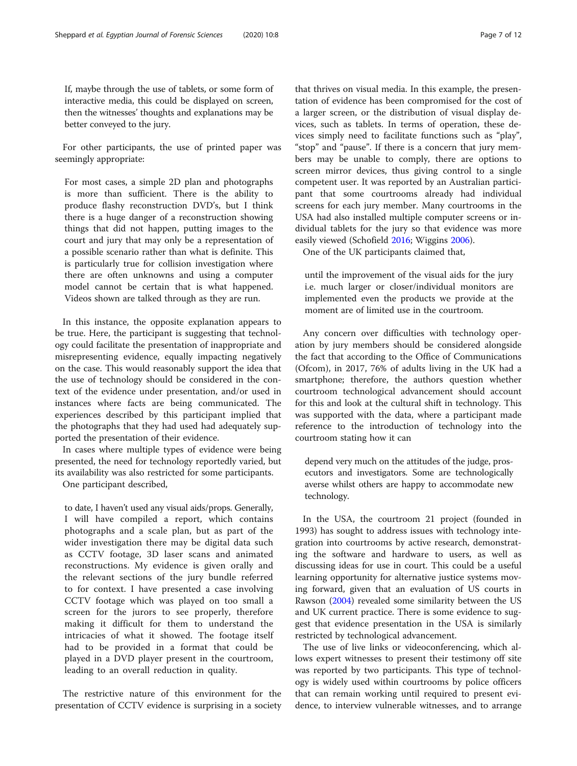> If, maybe through the use of tablets, or some form of interactive media, this could be displayed on screen, then the witnesses' thoughts and explanations may be better conveyed to the jury.

For other participants, the use of printed paper was seemingly appropriate:

> For most cases, a simple 2D plan and photographs is more than sufficient. There is the ability to produce flashy reconstruction DVD's, but I think there is a huge danger of a reconstruction showing things that did not happen, putting images to the court and jury that may only be a representation of a possible scenario rather than what is definite. This is particularly true for collision investigation where there are often unknowns and using a computer model cannot be certain that is what happened. Videos shown are talked through as they are run.

In this instance, the opposite explanation appears to be true. Here, the participant is suggesting that technology could facilitate the presentation of inappropriate and misrepresenting evidence, equally impacting negatively on the case. This would reasonably support the idea that the use of technology should be considered in the context of the evidence under presentation, and/or used in instances where facts are being communicated. The experiences described by this participant implied that the photographs that they had used had adequately supported the presentation of their evidence.

In cases where multiple types of evidence were being presented, the need for technology reportedly varied, but its availability was also restricted for some participants.

One participant described,

> to date, I haven't used any visual aids/props. Generally, I will have compiled a report, which contains photographs and a scale plan, but as part of the wider investigation there may be digital data such as CCTV footage, 3D laser scans and animated reconstructions. My evidence is given orally and the relevant sections of the jury bundle referred to for context. I have presented a case involving CCTV footage which was played on too small a screen for the jurors to see properly, therefore making it difficult for them to understand the intricacies of what it showed. The footage itself had to be provided in a format that could be played in a DVD player present in the courtroom, leading to an overall reduction in quality.

The restrictive nature of this environment for the presentation of CCTV evidence is surprising in a society that thrives on visual media. In this example, the presentation of evidence has been compromised for the cost of a larger screen, or the distribution of visual display devices, such as tablets. In terms of operation, these devices simply need to facilitate functions such as "play", "stop" and "pause". If there is a concern that jury members may be unable to comply, there are options to screen mirror devices, thus giving control to a single competent user. It was reported by an Australian participant that some courtrooms already had individual screens for each jury member. Many courtrooms in the USA had also installed multiple computer screens or individual tablets for the jury so that evidence was more easily viewed (Schofield 2016; Wiggins 2006).

One of the UK participants claimed that,

> until the improvement of the visual aids for the jury i.e. much larger or closer/individual monitors are implemented even the products we provide at the moment are of limited use in the courtroom.

Any concern over difficulties with technology operation by jury members should be considered alongside the fact that according to the Office of Communications (Ofcom), in 2017, 76% of adults living in the UK had a smartphone; therefore, the authors question whether courtroom technological advancement should account for this and look at the cultural shift in technology. This was supported with the data, where a participant made reference to the introduction of technology into the courtroom stating how it can

> depend very much on the attitudes of the judge, prosecutors and investigators. Some are technologically averse whilst others are happy to accommodate new technology.

In the USA, the courtroom 21 project (founded in 1993) has sought to address issues with technology integration into courtrooms by active research, demonstrating the software and hardware to users, as well as discussing ideas for use in court. This could be a useful learning opportunity for alternative justice systems moving forward, given that an evaluation of US courts in Rawson (2004) revealed some similarity between the US and UK current practice. There is some evidence to suggest that evidence presentation in the USA is similarly restricted by technological advancement.

The use of live links or videoconferencing, which allows expert witnesses to present their testimony off site was reported by two participants. This type of technology is widely used within courtrooms by police officers that can remain working until required to present evidence, to interview vulnerable witnesses, and to arrange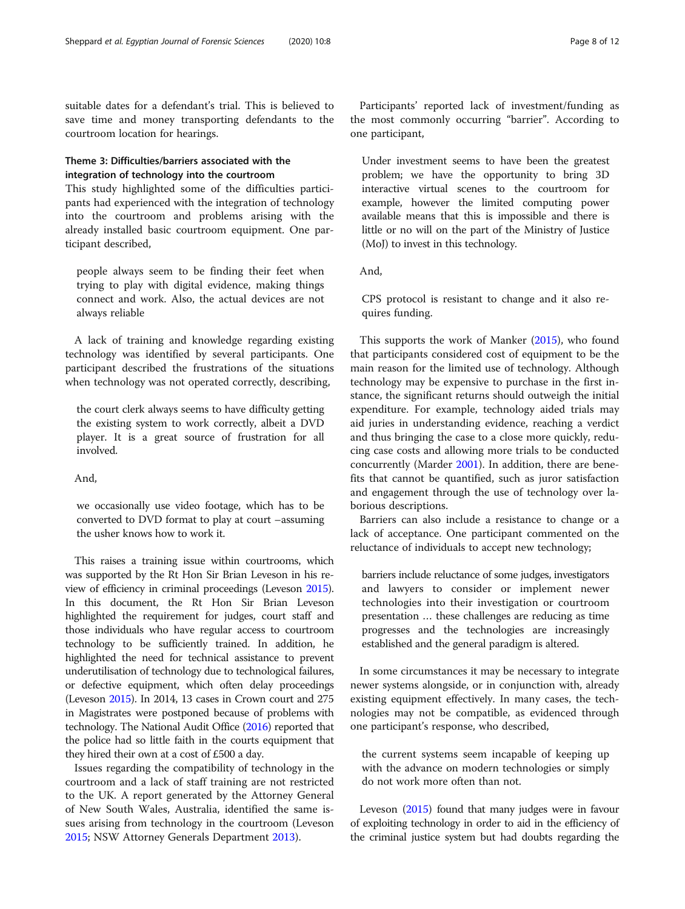suitable dates for a defendant's trial. This is believed to save time and money transporting defendants to the courtroom location for hearings.

### Theme 3: Difficulties/barriers associated with the integration of technology into the courtroom

This study highlighted some of the difficulties participants had experienced with the integration of technology into the courtroom and problems arising with the already installed basic courtroom equipment. One participant described,

> people always seem to be finding their feet when trying to play with digital evidence, making things connect and work. Also, the actual devices are not always reliable

A lack of training and knowledge regarding existing technology was identified by several participants. One participant described the frustrations of the situations when technology was not operated correctly, describing,

> the court clerk always seems to have difficulty getting the existing system to work correctly, albeit a DVD player. It is a great source of frustration for all involved.

And,

> we occasionally use video footage, which has to be converted to DVD format to play at court –assuming the usher knows how to work it.

This raises a training issue within courtrooms, which was supported by the Rt Hon Sir Brian Leveson in his review of efficiency in criminal proceedings (Leveson 2015). In this document, the Rt Hon Sir Brian Leveson highlighted the requirement for judges, court staff and those individuals who have regular access to courtroom technology to be sufficiently trained. In addition, he highlighted the need for technical assistance to prevent underutilisation of technology due to technological failures, or defective equipment, which often delay proceedings (Leveson 2015). In 2014, 13 cases in Crown court and 275 in Magistrates were postponed because of problems with technology. The National Audit Office (2016) reported that the police had so little faith in the courts equipment that they hired their own at a cost of £500 a day.

Issues regarding the compatibility of technology in the courtroom and a lack of staff training are not restricted to the UK. A report generated by the Attorney General of New South Wales, Australia, identified the same issues arising from technology in the courtroom (Leveson 2015; NSW Attorney Generals Department 2013).

Participants' reported lack of investment/funding as the most commonly occurring "barrier". According to one participant,

> Under investment seems to have been the greatest problem; we have the opportunity to bring 3D interactive virtual scenes to the courtroom for example, however the limited computing power available means that this is impossible and there is little or no will on the part of the Ministry of Justice (MoJ) to invest in this technology.

And,

> CPS protocol is resistant to change and it also requires funding.

This supports the work of Manker (2015), who found that participants considered cost of equipment to be the main reason for the limited use of technology. Although technology may be expensive to purchase in the first instance, the significant returns should outweigh the initial expenditure. For example, technology aided trials may aid juries in understanding evidence, reaching a verdict and thus bringing the case to a close more quickly, reducing case costs and allowing more trials to be conducted concurrently (Marder 2001). In addition, there are benefits that cannot be quantified, such as juror satisfaction and engagement through the use of technology over laborious descriptions.

Barriers can also include a resistance to change or a lack of acceptance. One participant commented on the reluctance of individuals to accept new technology;

> barriers include reluctance of some judges, investigators and lawyers to consider or implement newer technologies into their investigation or courtroom presentation … these challenges are reducing as time progresses and the technologies are increasingly established and the general paradigm is altered.

In some circumstances it may be necessary to integrate newer systems alongside, or in conjunction with, already existing equipment effectively. In many cases, the technologies may not be compatible, as evidenced through one participant's response, who described,

> the current systems seem incapable of keeping up with the advance on modern technologies or simply do not work more often than not.

Leveson (2015) found that many judges were in favour of exploiting technology in order to aid in the efficiency of the criminal justice system but had doubts regarding the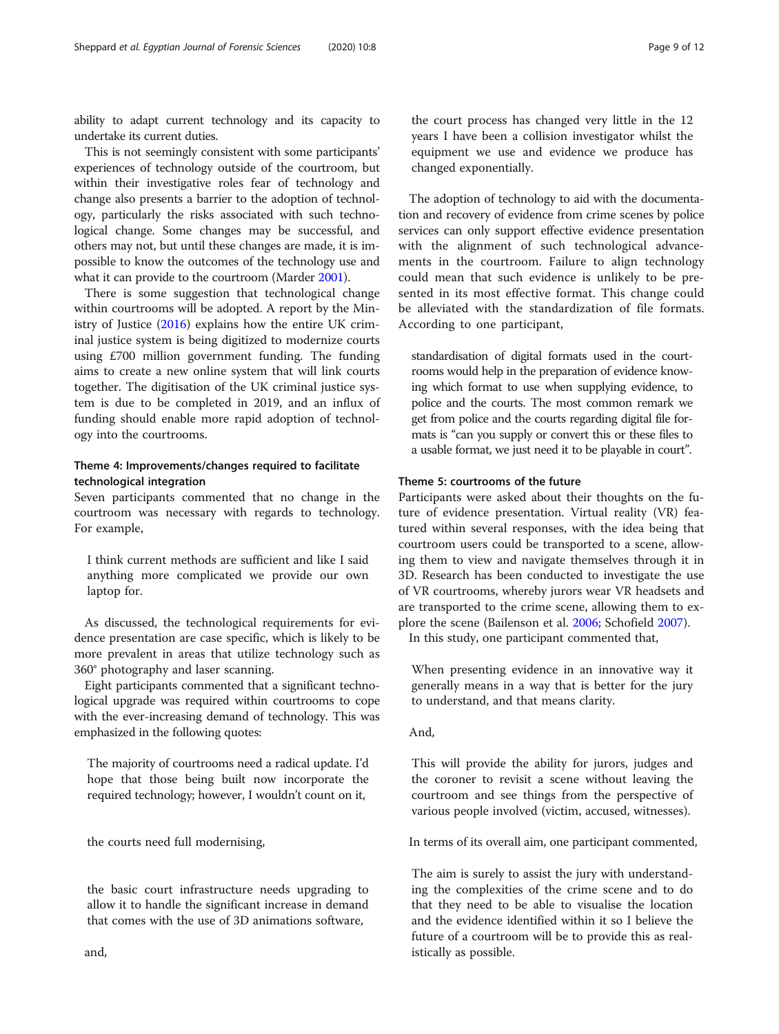ability to adapt current technology and its capacity to undertake its current duties.

This is not seemingly consistent with some participants' experiences of technology outside of the courtroom, but within their investigative roles fear of technology and change also presents a barrier to the adoption of technology, particularly the risks associated with such technological change. Some changes may be successful, and others may not, but until these changes are made, it is impossible to know the outcomes of the technology use and what it can provide to the courtroom (Marder 2001).

There is some suggestion that technological change within courtrooms will be adopted. A report by the Ministry of Justice (2016) explains how the entire UK criminal justice system is being digitized to modernize courts using £700 million government funding. The funding aims to create a new online system that will link courts together. The digitisation of the UK criminal justice system is due to be completed in 2019, and an influx of funding should enable more rapid adoption of technology into the courtrooms.

### Theme 4: Improvements/changes required to facilitate technological integration

Seven participants commented that no change in the courtroom was necessary with regards to technology. For example,

> I think current methods are sufficient and like I said anything more complicated we provide our own laptop for.

As discussed, the technological requirements for evidence presentation are case specific, which is likely to be more prevalent in areas that utilize technology such as 360° photography and laser scanning.

Eight participants commented that a significant technological upgrade was required within courtrooms to cope with the ever-increasing demand of technology. This was emphasized in the following quotes:

> The majority of courtrooms need a radical update. I'd hope that those being built now incorporate the required technology; however, I wouldn't count on it,

> the courts need full modernising,

> the basic court infrastructure needs upgrading to allow it to handle the significant increase in demand that comes with the use of 3D animations software,

and,

> the court process has changed very little in the 12 years I have been a collision investigator whilst the equipment we use and evidence we produce has changed exponentially.

The adoption of technology to aid with the documentation and recovery of evidence from crime scenes by police services can only support effective evidence presentation with the alignment of such technological advancements in the courtroom. Failure to align technology could mean that such evidence is unlikely to be presented in its most effective format. This change could be alleviated with the standardization of file formats. According to one participant,

> standardisation of digital formats used in the courtrooms would help in the preparation of evidence knowing which format to use when supplying evidence, to police and the courts. The most common remark we get from police and the courts regarding digital file formats is "can you supply or convert this or these files to a usable format, we just need it to be playable in court".

### Theme 5: courtrooms of the future

Participants were asked about their thoughts on the future of evidence presentation. Virtual reality (VR) featured within several responses, with the idea being that courtroom users could be transported to a scene, allowing them to view and navigate themselves through it in 3D. Research has been conducted to investigate the use of VR courtrooms, whereby jurors wear VR headsets and are transported to the crime scene, allowing them to explore the scene (Bailenson et al. 2006; Schofield 2007).

In this study, one participant commented that,

> When presenting evidence in an innovative way it generally means in a way that is better for the jury to understand, and that means clarity.

And,

> This will provide the ability for jurors, judges and the coroner to revisit a scene without leaving the courtroom and see things from the perspective of various people involved (victim, accused, witnesses).

In terms of its overall aim, one participant commented,

> The aim is surely to assist the jury with understanding the complexities of the crime scene and to do that they need to be able to visualise the location and the evidence identified within it so I believe the future of a courtroom will be to provide this as realistically as possible.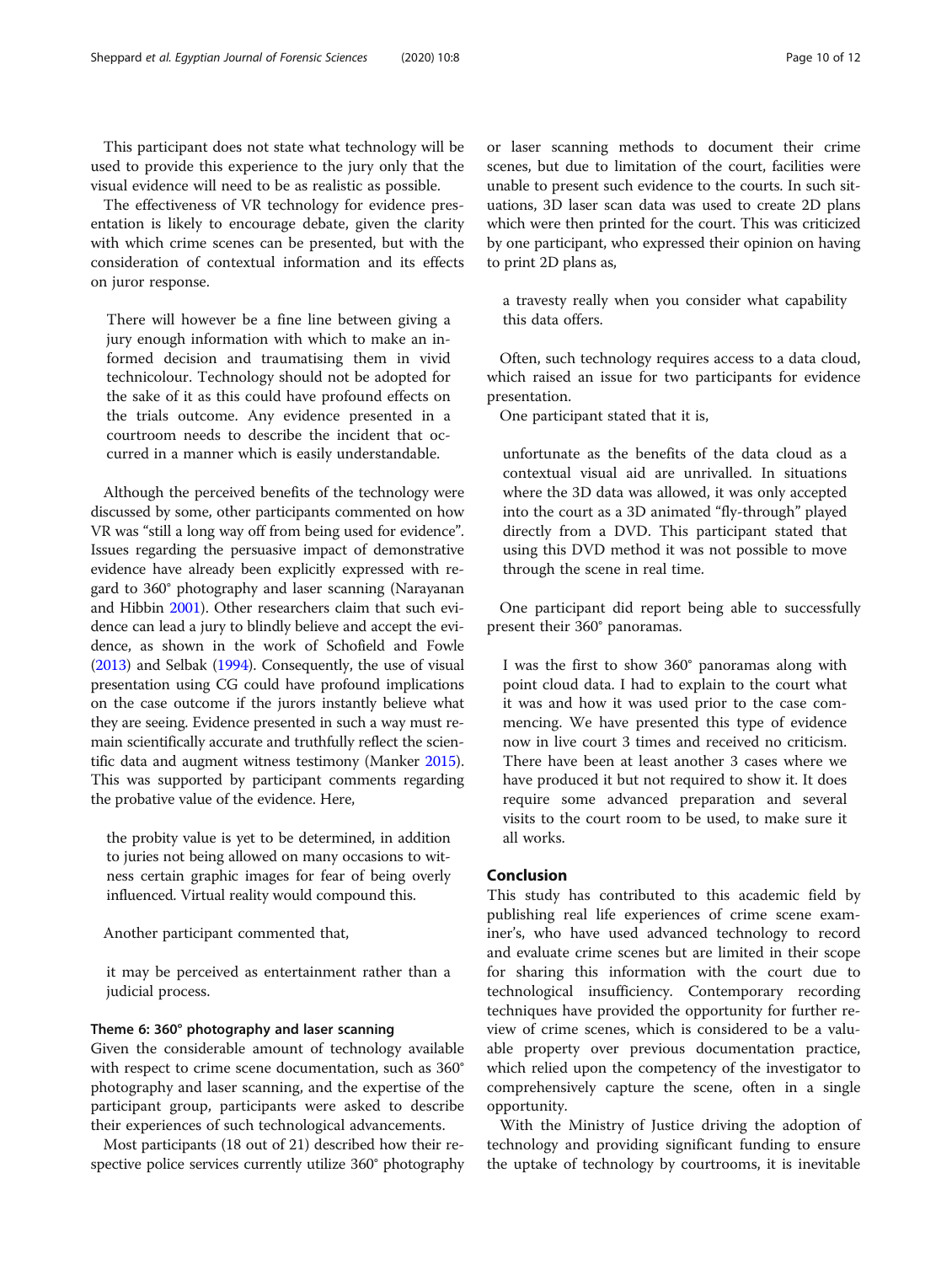This participant does not state what technology will be used to provide this experience to the jury only that the visual evidence will need to be as realistic as possible.

The effectiveness of VR technology for evidence presentation is likely to encourage debate, given the clarity with which crime scenes can be presented, but with the consideration of contextual information and its effects on juror response.

> There will however be a fine line between giving a jury enough information with which to make an informed decision and traumatising them in vivid technicolour. Technology should not be adopted for the sake of it as this could have profound effects on the trials outcome. Any evidence presented in a courtroom needs to describe the incident that occurred in a manner which is easily understandable.

Although the perceived benefits of the technology were discussed by some, other participants commented on how VR was "still a long way off from being used for evidence". Issues regarding the persuasive impact of demonstrative evidence have already been explicitly expressed with regard to 360° photography and laser scanning (Narayanan and Hibbin 2001). Other researchers claim that such evidence can lead a jury to blindly believe and accept the evidence, as shown in the work of Schofield and Fowle (2013) and Selbak (1994). Consequently, the use of visual presentation using CG could have profound implications on the case outcome if the jurors instantly believe what they are seeing. Evidence presented in such a way must remain scientifically accurate and truthfully reflect the scientific data and augment witness testimony (Manker 2015). This was supported by participant comments regarding the probative value of the evidence. Here,

> the probity value is yet to be determined, in addition to juries not being allowed on many occasions to witness certain graphic images for fear of being overly influenced. Virtual reality would compound this.

Another participant commented that,

> it may be perceived as entertainment rather than a judicial process.

### Theme 6: 360° photography and laser scanning

Given the considerable amount of technology available with respect to crime scene documentation, such as 360° photography and laser scanning, and the expertise of the participant group, participants were asked to describe their experiences of such technological advancements.

Most participants (18 out of 21) described how their respective police services currently utilize 360° photography or laser scanning methods to document their crime scenes, but due to limitation of the court, facilities were unable to present such evidence to the courts. In such situations, 3D laser scan data was used to create 2D plans which were then printed for the court. This was criticized by one participant, who expressed their opinion on having to print 2D plans as,

> a travesty really when you consider what capability this data offers.

Often, such technology requires access to a data cloud, which raised an issue for two participants for evidence presentation.

One participant stated that it is,

> unfortunate as the benefits of the data cloud as a contextual visual aid are unrivalled. In situations where the 3D data was allowed, it was only accepted into the court as a 3D animated "fly-through" played directly from a DVD. This participant stated that using this DVD method it was not possible to move through the scene in real time.

One participant did report being able to successfully present their 360° panoramas.

> I was the first to show 360° panoramas along with point cloud data. I had to explain to the court what it was and how it was used prior to the case commencing. We have presented this type of evidence now in live court 3 times and received no criticism. There have been at least another 3 cases where we have produced it but not required to show it. It does require some advanced preparation and several visits to the court room to be used, to make sure it all works.

## Conclusion

This study has contributed to this academic field by publishing real life experiences of crime scene examiner's, who have used advanced technology to record and evaluate crime scenes but are limited in their scope for sharing this information with the court due to technological insufficiency. Contemporary recording techniques have provided the opportunity for further review of crime scenes, which is considered to be a valuable property over previous documentation practice, which relied upon the competency of the investigator to comprehensively capture the scene, often in a single opportunity.

With the Ministry of Justice driving the adoption of technology and providing significant funding to ensure the uptake of technology by courtrooms, it is inevitable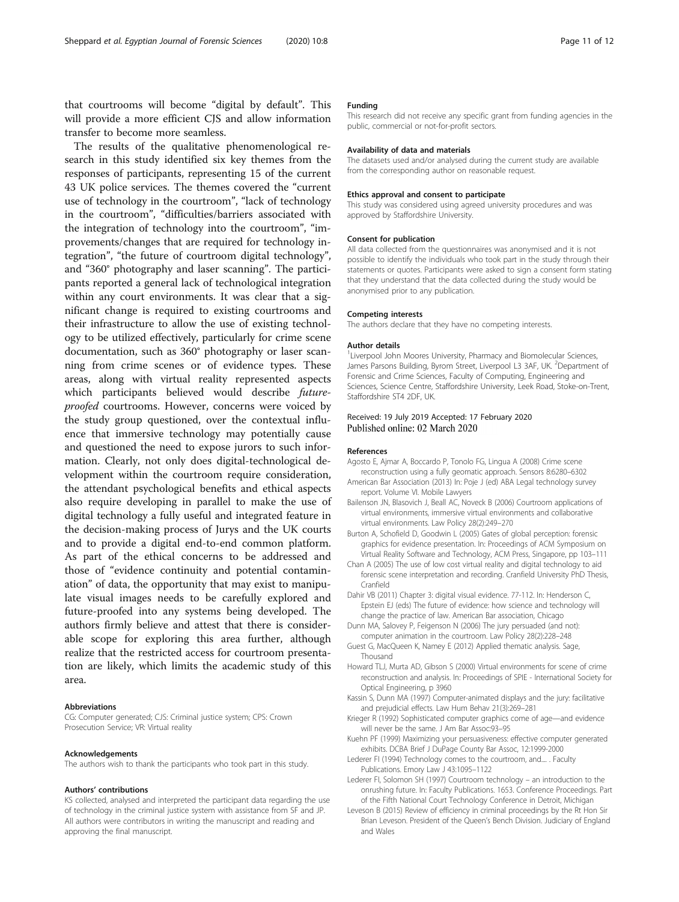that courtrooms will become "digital by default". This will provide a more efficient CJS and allow information transfer to become more seamless.

The results of the qualitative phenomenological research in this study identified six key themes from the responses of participants, representing 15 of the current 43 UK police services. The themes covered the "current use of technology in the courtroom", "lack of technology in the courtroom", "difficulties/barriers associated with the integration of technology into the courtroom", "improvements/changes that are required for technology integration", "the future of courtroom digital technology", and "360° photography and laser scanning". The participants reported a general lack of technological integration within any court environments. It was clear that a significant change is required to existing courtrooms and their infrastructure to allow the use of existing technology to be utilized effectively, particularly for crime scene documentation, such as 360° photography or laser scanning from crime scenes or of evidence types. These areas, along with virtual reality represented aspects which participants believed would describe *future-proofed* courtrooms. However, concerns were voiced by the study group questioned, over the contextual influence that immersive technology may potentially cause and questioned the need to expose jurors to such information. Clearly, not only does digital-technological development within the courtroom require consideration, the attendant psychological benefits and ethical aspects also require developing in parallel to make the use of digital technology a fully useful and integrated feature in the decision-making process of Jurys and the UK courts and to provide a digital end-to-end common platform. As part of the ethical concerns to be addressed and those of "evidence continuity and potential contamination" of data, the opportunity that may exist to manipulate visual images needs to be carefully explored and future-proofed into any systems being developed. The authors firmly believe and attest that there is considerable scope for exploring this area further, although realize that the restricted access for courtroom presentation are likely, which limits the academic study of this area.

#### Abbreviations

CG: Computer generated; CJS: Criminal justice system; CPS: Crown Prosecution Service; VR: Virtual reality

#### Acknowledgements

The authors wish to thank the participants who took part in this study.

#### Authors' contributions

KS collected, analysed and interpreted the participant data regarding the use of technology in the criminal justice system with assistance from SF and JP. All authors were contributors in writing the manuscript and reading and approving the final manuscript.

#### Funding

This research did not receive any specific grant from funding agencies in the public, commercial or not-for-profit sectors.

#### Availability of data and materials

The datasets used and/or analysed during the current study are available from the corresponding author on reasonable request.

#### Ethics approval and consent to participate

This study was considered using agreed university procedures and was approved by Staffordshire University.

#### Consent for publication

All data collected from the questionnaires was anonymised and it is not possible to identify the individuals who took part in the study through their statements or quotes. Participants were asked to sign a consent form stating that they understand that the data collected during the study would be anonymised prior to any publication.

#### Competing interests

The authors declare that they have no competing interests.

#### Author details

[1]Liverpool John Moores University, Pharmacy and Biomolecular Sciences, James Parsons Building, Byrom Street, Liverpool L3 3AF, UK. [2]Department of Forensic and Crime Sciences, Faculty of Computing, Engineering and Sciences, Science Centre, Staffordshire University, Leek Road, Stoke-on-Trent, Staffordshire ST4 2DF, UK.

Received: 19 July 2019 Accepted: 17 February 2020
Published online: 02 March 2020

#### References

- Agosto E, Ajmar A, Boccardo P, Tonolo FG, Lingua A (2008) Crime scene reconstruction using a fully geomatic approach. Sensors 8:6280–6302
- American Bar Association (2013) In: Poje J (ed) ABA Legal technology survey report. Volume VI. Mobile Lawyers
- Bailenson JN, Blasovich J, Beall AC, Noveck B (2006) Courtroom applications of virtual environments, immersive virtual environments and collaborative virtual environments. Law Policy 28(2):249–270
- Burton A, Schofield D, Goodwin L (2005) Gates of global perception: forensic graphics for evidence presentation. In: Proceedings of ACM Symposium on Virtual Reality Software and Technology, ACM Press, Singapore, pp 103–111
- Chan A (2005) The use of low cost virtual reality and digital technology to aid forensic scene interpretation and recording. Cranfield University PhD Thesis, Cranfield
- Dahir VB (2011) Chapter 3: digital visual evidence. 77-112. In: Henderson C, Epstein EJ (eds) The future of evidence: how science and technology will change the practice of law. American Bar association, Chicago
- Dunn MA, Salovey P, Feigenson N (2006) The jury persuaded (and not): computer animation in the courtroom. Law Policy 28(2):228–248
- Guest G, MacQueen K, Namey E (2012) Applied thematic analysis. Sage, Thousand
- Howard TLJ, Murta AD, Gibson S (2000) Virtual environments for scene of crime reconstruction and analysis. In: Proceedings of SPIE - International Society for Optical Engineering, p 3960
- Kassin S, Dunn MA (1997) Computer-animated displays and the jury: facilitative and prejudicial effects. Law Hum Behav 21(3):269–281
- Krieger R (1992) Sophisticated computer graphics come of age—and evidence will never be the same. J Am Bar Assoc:93–95
- Kuehn PF (1999) Maximizing your persuasiveness: effective computer generated exhibits. DCBA Brief J DuPage County Bar Assoc, 12:1999-2000
- Lederer FI (1994) Technology comes to the courtroom, and.... . Faculty Publications. Emory Law J 43:1095–1122
- Lederer FI, Solomon SH (1997) Courtroom technology – an introduction to the onrushing future. In: Faculty Publications. 1653. Conference Proceedings. Part of the Fifth National Court Technology Conference in Detroit, Michigan
- Leveson B (2015) Review of efficiency in criminal proceedings by the Rt Hon Sir Brian Leveson. President of the Queen's Bench Division. Judiciary of England and Wales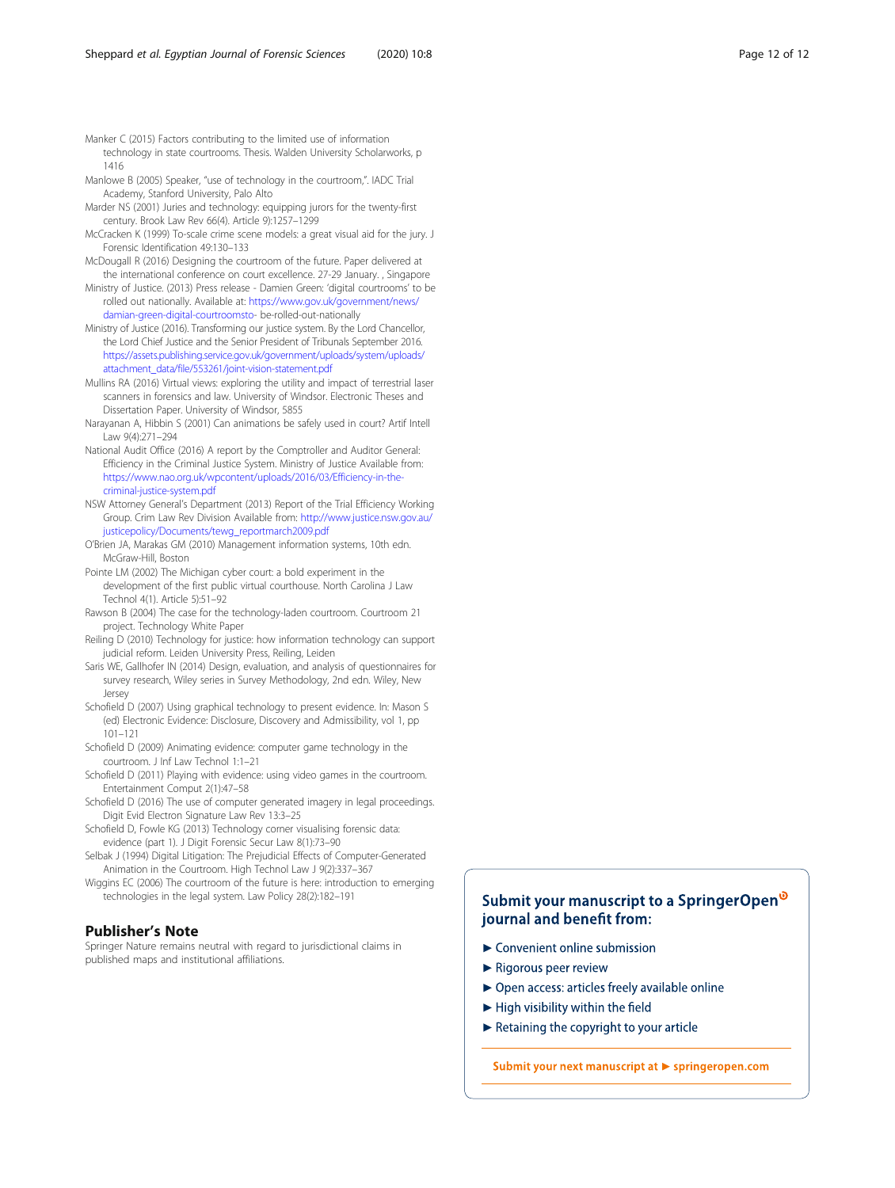Manker C (2015) Factors contributing to the limited use of information technology in state courtrooms. Thesis. Walden University Scholarworks, p 1416

Manlowe B (2005) Speaker, "use of technology in the courtroom,". IADC Trial Academy, Stanford University, Palo Alto

Marder NS (2001) Juries and technology: equipping jurors for the twenty-first century. Brook Law Rev 66(4). Article 9):1257–1299

McCracken K (1999) To-scale crime scene models: a great visual aid for the jury. J Forensic Identification 49:130–133

McDougall R (2016) Designing the courtroom of the future. Paper delivered at the international conference on court excellence. 27-29 January. , Singapore

Ministry of Justice. (2013) Press release - Damien Green: 'digital courtrooms' to be rolled out nationally. Available at: https://www.gov.uk/government/news/damian-green-digital-courtroomsto- be-rolled-out-nationally

Ministry of Justice (2016). Transforming our justice system. By the Lord Chancellor, the Lord Chief Justice and the Senior President of Tribunals September 2016. https://assets.publishing.service.gov.uk/government/uploads/system/uploads/attachment_data/file/553261/joint-vision-statement.pdf

Mullins RA (2016) Virtual views: exploring the utility and impact of terrestrial laser scanners in forensics and law. University of Windsor. Electronic Theses and Dissertation Paper. University of Windsor, 5855

Narayanan A, Hibbin S (2001) Can animations be safely used in court? Artif Intell Law 9(4):271–294

National Audit Office (2016) A report by the Comptroller and Auditor General: Efficiency in the Criminal Justice System. Ministry of Justice Available from: https://www.nao.org.uk/wpcontent/uploads/2016/03/Efficiency-in-the-criminal-justice-system.pdf

NSW Attorney General's Department (2013) Report of the Trial Efficiency Working Group. Crim Law Rev Division Available from: http://www.justice.nsw.gov.au/justicepolicy/Documents/tewg_reportmarch2009.pdf

O'Brien JA, Marakas GM (2010) Management information systems, 10th edn. McGraw-Hill, Boston

Pointe LM (2002) The Michigan cyber court: a bold experiment in the development of the first public virtual courthouse. North Carolina J Law Technol 4(1). Article 5):51–92

Rawson B (2004) The case for the technology-laden courtroom. Courtroom 21 project. Technology White Paper

Reiling D (2010) Technology for justice: how information technology can support judicial reform. Leiden University Press, Reiling, Leiden

Saris WE, Gallhofer IN (2014) Design, evaluation, and analysis of questionnaires for survey research, Wiley series in Survey Methodology, 2nd edn. Wiley, New Jersey

Schofield D (2007) Using graphical technology to present evidence. In: Mason S (ed) Electronic Evidence: Disclosure, Discovery and Admissibility, vol 1, pp 101–121

Schofield D (2009) Animating evidence: computer game technology in the courtroom. J Inf Law Technol 1:1–21

Schofield D (2011) Playing with evidence: using video games in the courtroom. Entertainment Comput 2(1):47–58

Schofield D (2016) The use of computer generated imagery in legal proceedings. Digit Evid Electron Signature Law Rev 13:3–25

Schofield D, Fowle KG (2013) Technology corner visualising forensic data: evidence (part 1). J Digit Forensic Secur Law 8(1):73–90

Selbak J (1994) Digital Litigation: The Prejudicial Effects of Computer-Generated Animation in the Courtroom. High Technol Law J 9(2):337–367

Wiggins EC (2006) The courtroom of the future is here: introduction to emerging technologies in the legal system. Law Policy 28(2):182–191

## Publisher's Note

Springer Nature remains neutral with regard to jurisdictional claims in published maps and institutional affiliations.

**Submit your manuscript to a SpringerOpen journal and benefit from:**

- ► Convenient online submission
- ► Rigorous peer review
- ► Open access: articles freely available online
- ► High visibility within the field
- ► Retaining the copyright to your article

Submit your next manuscript at ► springeropen.com